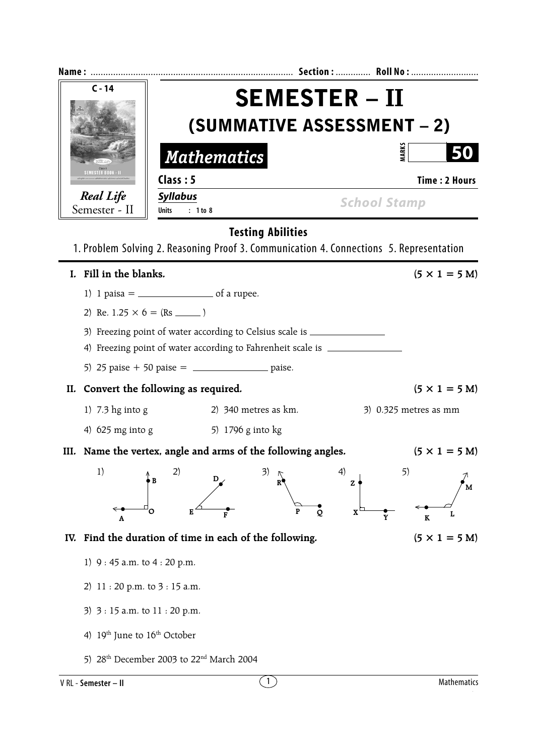Name : ............................................................................ Section : ............. Roll No : ..........................

C - 14

Real Life
Semester - II

# SEMESTER – II

## (SUMMATIVE ASSESSMENT – 2)

***Mathematics***

MARKS 50

**Class : 5** **Time : 2 Hours**

***Syllabus***
**Units : 1 to 8**

*School Stamp*

### Testing Abilities

1. Problem Solving 2. Reasoning Proof 3. Communication 4. Connections 5. Representation

**I. Fill in the blanks.** **(5 × 1 = 5 M)**

1) 1 paisa = ______________ of a rupee.

2) Re. $1.25 \times 6$ = (Rs ______ )

3) Freezing point of water according to Celsius scale is ______________

4) Freezing point of water according to Fahrenheit scale is ______________

5) 25 paise + 50 paise = ______________ paise.

**II. Convert the following as required.** **(5 × 1 = 5 M)**

1) 7.3 hg into g
2) 340 metres as km.
3) 0.325 metres as mm
4) 625 mg into g
5) 1796 g into kg

**III. Name the vertex, angle and arms of the following angles.** **(5 × 1 = 5 M)**

1) B, O, A
2) D, E, F
3) R, P, Q
4) Z, X, Y
5) M, L, K

**IV. Find the duration of time in each of the following.** **(5 × 1 = 5 M)**

1) 9 : 45 a.m. to 4 : 20 p.m.

2) 11 : 20 p.m. to 3 : 15 a.m.

3) 3 : 15 a.m. to 11 : 20 p.m.

4) 19th June to 16th October

5) 28th December 2003 to 22nd March 2004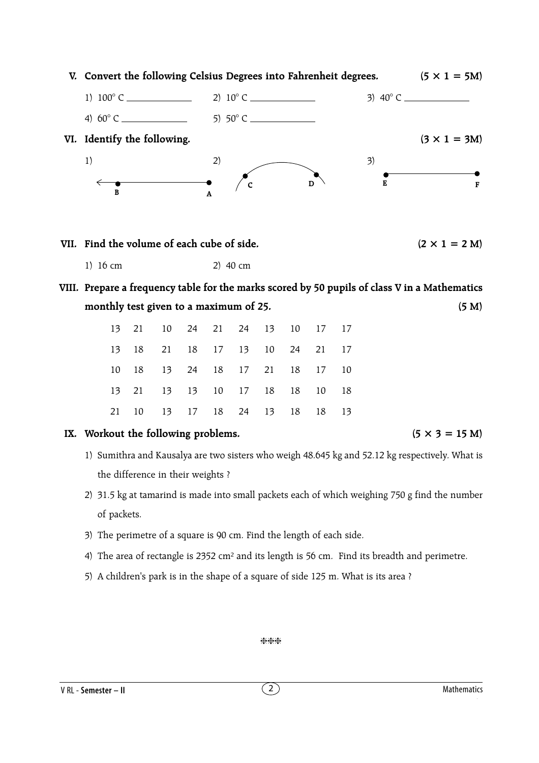**V. Convert the following Celsius Degrees into Fahrenheit degrees.** **(5 × 1 = 5M)**

1) 100° C ____________ 2) 10° C ____________ 3) 40° C ____________

4) 60° C ____________ 5) 50° C ____________

**VI. Identify the following.** **(3 × 1 = 3M)**

1) B A

2) C D

3) E F

**VII. Find the volume of each cube of side.** **(2 × 1 = 2 M)**

1) 16 cm 2) 40 cm

**VIII. Prepare a frequency table for the marks scored by 50 pupils of class V in a Mathematics monthly test given to a maximum of 25.** **(5 M)**

| | | | | | | | | | |
|---|---|---|---|---|---|---|---|---|---|
| 13 | 21 | 10 | 24 | 21 | 24 | 13 | 10 | 17 | 17 |
| 13 | 18 | 21 | 18 | 17 | 13 | 10 | 24 | 21 | 17 |
| 10 | 18 | 13 | 24 | 18 | 17 | 21 | 18 | 17 | 10 |
| 13 | 21 | 13 | 13 | 10 | 17 | 18 | 18 | 10 | 18 |
| 21 | 10 | 13 | 17 | 18 | 24 | 13 | 18 | 18 | 13 |

**IX. Workout the following problems.** **(5 × 3 = 15 M)**

1) Sumithra and Kausalya are two sisters who weigh 48.645 kg and 52.12 kg respectively. What is the difference in their weights ?

2) 31.5 kg at tamarind is made into small packets each of which weighing 750 g find the number of packets.

3) The perimetre of a square is 90 cm. Find the length of each side.

4) The area of rectangle is 2352 $cm^2$ and its length is 56 cm. Find its breadth and perimetre.

5) A children's park is in the shape of a square of side 125 m. What is its area ?

\*\*\*